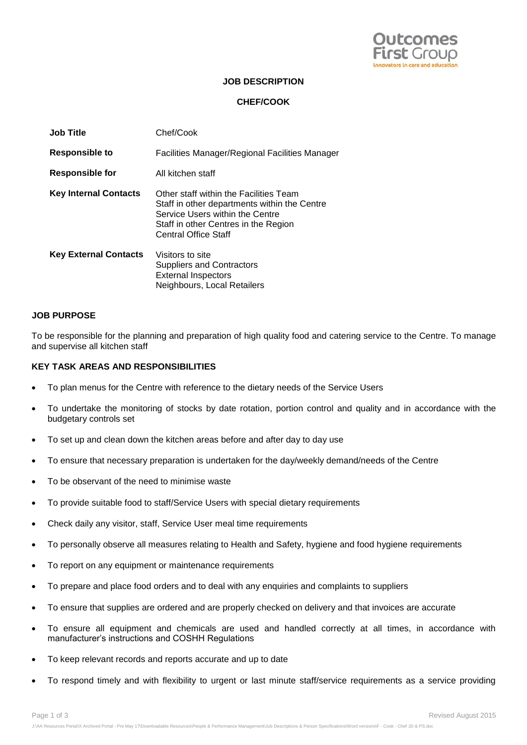**JOB DESCRIPTION**

**CHEF/COOK**

| | |
|---|---|
| **Job Title** | Chef/Cook |
| **Responsible to** | Facilities Manager/Regional Facilities Manager |
| **Responsible for** | All kitchen staff |
| **Key Internal Contacts** | Other staff within the Facilities Team<br>Staff in other departments within the Centre<br>Service Users within the Centre<br>Staff in other Centres in the Region<br>Central Office Staff |
| **Key External Contacts** | Visitors to site<br>Suppliers and Contractors<br>External Inspectors<br>Neighbours, Local Retailers |

## JOB PURPOSE

To be responsible for the planning and preparation of high quality food and catering service to the Centre. To manage and supervise all kitchen staff

## KEY TASK AREAS AND RESPONSIBILITIES

- To plan menus for the Centre with reference to the dietary needs of the Service Users
- To undertake the monitoring of stocks by date rotation, portion control and quality and in accordance with the budgetary controls set
- To set up and clean down the kitchen areas before and after day to day use
- To ensure that necessary preparation is undertaken for the day/weekly demand/needs of the Centre
- To be observant of the need to minimise waste
- To provide suitable food to staff/Service Users with special dietary requirements
- Check daily any visitor, staff, Service User meal time requirements
- To personally observe all measures relating to Health and Safety, hygiene and food hygiene requirements
- To report on any equipment or maintenance requirements
- To prepare and place food orders and to deal with any enquiries and complaints to suppliers
- To ensure that supplies are ordered and are properly checked on delivery and that invoices are accurate
- To ensure all equipment and chemicals are used and handled correctly at all times, in accordance with manufacturer's instructions and COSHH Regulations
- To keep relevant records and reports accurate and up to date
- To respond timely and with flexibility to urgent or last minute staff/service requirements as a service providing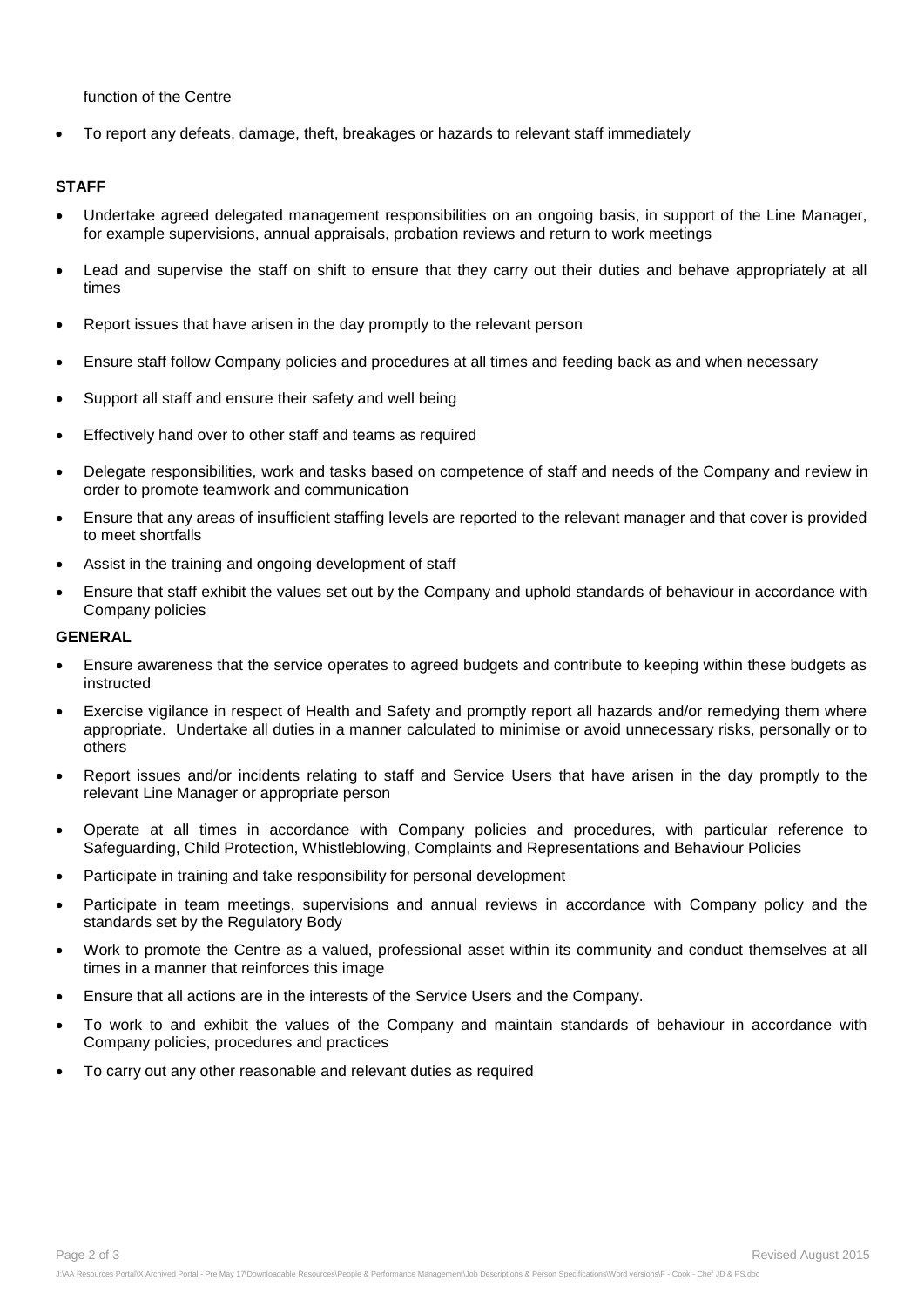function of the Centre

- To report any defeats, damage, theft, breakages or hazards to relevant staff immediately

**STAFF**

- Undertake agreed delegated management responsibilities on an ongoing basis, in support of the Line Manager, for example supervisions, annual appraisals, probation reviews and return to work meetings
- Lead and supervise the staff on shift to ensure that they carry out their duties and behave appropriately at all times
- Report issues that have arisen in the day promptly to the relevant person
- Ensure staff follow Company policies and procedures at all times and feeding back as and when necessary
- Support all staff and ensure their safety and well being
- Effectively hand over to other staff and teams as required
- Delegate responsibilities, work and tasks based on competence of staff and needs of the Company and review in order to promote teamwork and communication
- Ensure that any areas of insufficient staffing levels are reported to the relevant manager and that cover is provided to meet shortfalls
- Assist in the training and ongoing development of staff
- Ensure that staff exhibit the values set out by the Company and uphold standards of behaviour in accordance with Company policies

**GENERAL**

- Ensure awareness that the service operates to agreed budgets and contribute to keeping within these budgets as instructed
- Exercise vigilance in respect of Health and Safety and promptly report all hazards and/or remedying them where appropriate. Undertake all duties in a manner calculated to minimise or avoid unnecessary risks, personally or to others
- Report issues and/or incidents relating to staff and Service Users that have arisen in the day promptly to the relevant Line Manager or appropriate person
- Operate at all times in accordance with Company policies and procedures, with particular reference to Safeguarding, Child Protection, Whistleblowing, Complaints and Representations and Behaviour Policies
- Participate in training and take responsibility for personal development
- Participate in team meetings, supervisions and annual reviews in accordance with Company policy and the standards set by the Regulatory Body
- Work to promote the Centre as a valued, professional asset within its community and conduct themselves at all times in a manner that reinforces this image
- Ensure that all actions are in the interests of the Service Users and the Company.
- To work to and exhibit the values of the Company and maintain standards of behaviour in accordance with Company policies, procedures and practices
- To carry out any other reasonable and relevant duties as required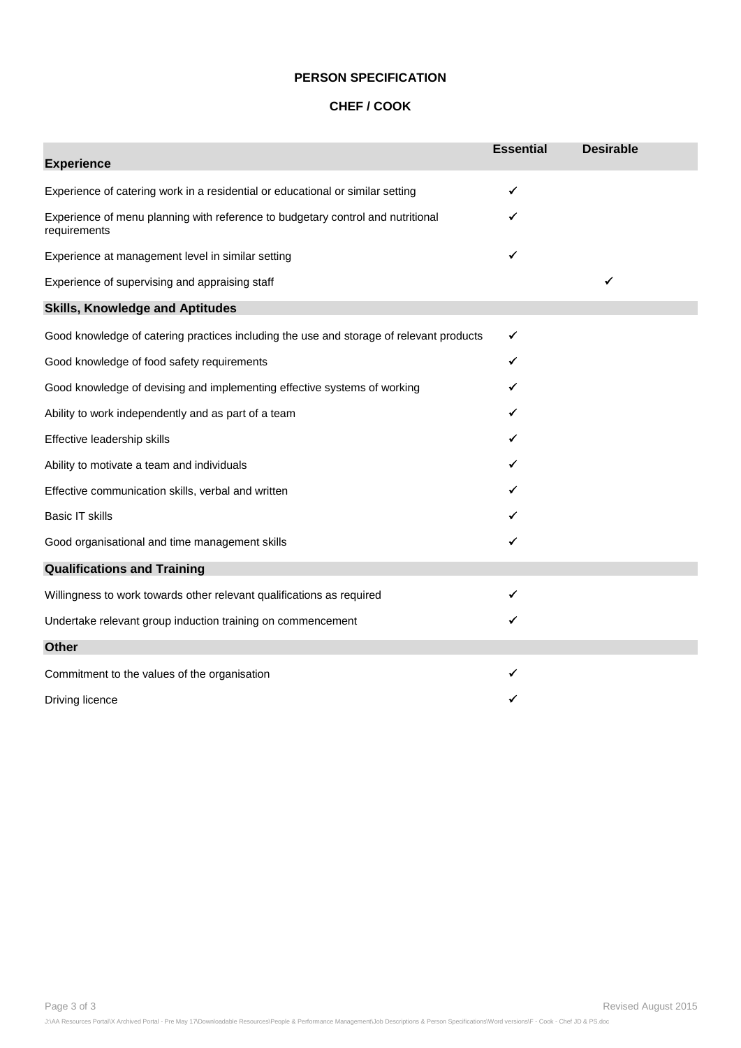**PERSON SPECIFICATION**

**CHEF / COOK**

| Experience | Essential | Desirable |
|---|---|---|
| Experience of catering work in a residential or educational or similar setting | ✓ | |
| Experience of menu planning with reference to budgetary control and nutritional requirements | ✓ | |
| Experience at management level in similar setting | ✓ | |
| Experience of supervising and appraising staff | | ✓ |
| **Skills, Knowledge and Aptitudes** | | |
| Good knowledge of catering practices including the use and storage of relevant products | ✓ | |
| Good knowledge of food safety requirements | ✓ | |
| Good knowledge of devising and implementing effective systems of working | ✓ | |
| Ability to work independently and as part of a team | ✓ | |
| Effective leadership skills | ✓ | |
| Ability to motivate a team and individuals | ✓ | |
| Effective communication skills, verbal and written | ✓ | |
| Basic IT skills | ✓ | |
| Good organisational and time management skills | ✓ | |
| **Qualifications and Training** | | |
| Willingness to work towards other relevant qualifications as required | ✓ | |
| Undertake relevant group induction training on commencement | ✓ | |
| **Other** | | |
| Commitment to the values of the organisation | ✓ | |
| Driving licence | ✓ | |